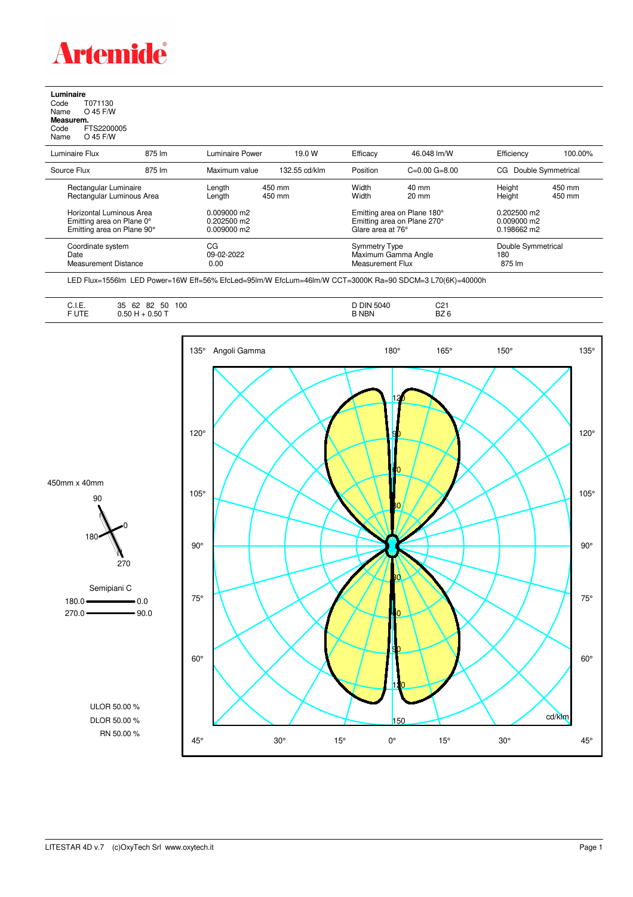# Artemide

**Luminaire**
Code T071130
Name O 45 F/W
**Measurem.**
Code FTS2200005
Name O 45 F/W

| Luminaire Flux | 875 lm | Luminaire Power | 19.0 W | Efficacy | 46.048 lm/W | Efficiency | 100.00% |
|---|---|---|---|---|---|---|---|
| Source Flux | 875 lm | Maximum value | 132.55 cd/klm | Position | C=0.00 G=8.00 | CG | Double Symmetrical |

| | | | | | |
|---|---|---|---|---|---|
| Rectangular Luminaire | Length 450 mm | Width | 40 mm | Height | 450 mm |
| Rectangular Luminous Area | Length 450 mm | Width | 20 mm | Height | 450 mm |
| Horizontal Luminous Area | 0.009000 m2 | Emitting area on Plane 180° | | 0.202500 m2 | |
| Emitting area on Plane 0° | 0.202500 m2 | Emitting area on Plane 270° | | 0.009000 m2 | |
| Emitting area on Plane 90° | 0.009000 m2 | Glare area at 76° | | 0.198662 m2 | |

| | | | |
|---|---|---|---|
| Coordinate system | CG | Symmetry Type | Double Symmetrical |
| Date | 09-02-2022 | Maximum Gamma Angle | 180 |
| Measurement Distance | 0.00 | Measurement Flux | 875 lm |

LED Flux=1556lm LED Power=16W Eff=56% EfcLed=95lm/W EfcLum=46lm/W CCT=3000K Ra=90 SDCM=3 L70(6K)=40000h

| | | | |
|---|---|---|---|
| C.I.E. | 35 62 82 50 100 | D DIN 5040 | C21 |
| F UTE | 0.50 H + 0.50 T | B NBN | BZ 6 |

450mm x 40mm

Semipiani C
180.0 — 0.0
270.0 — 90.0

ULOR 50.00 %
DLOR 50.00 %
RN 50.00 %

Angoli Gamma — cd/klm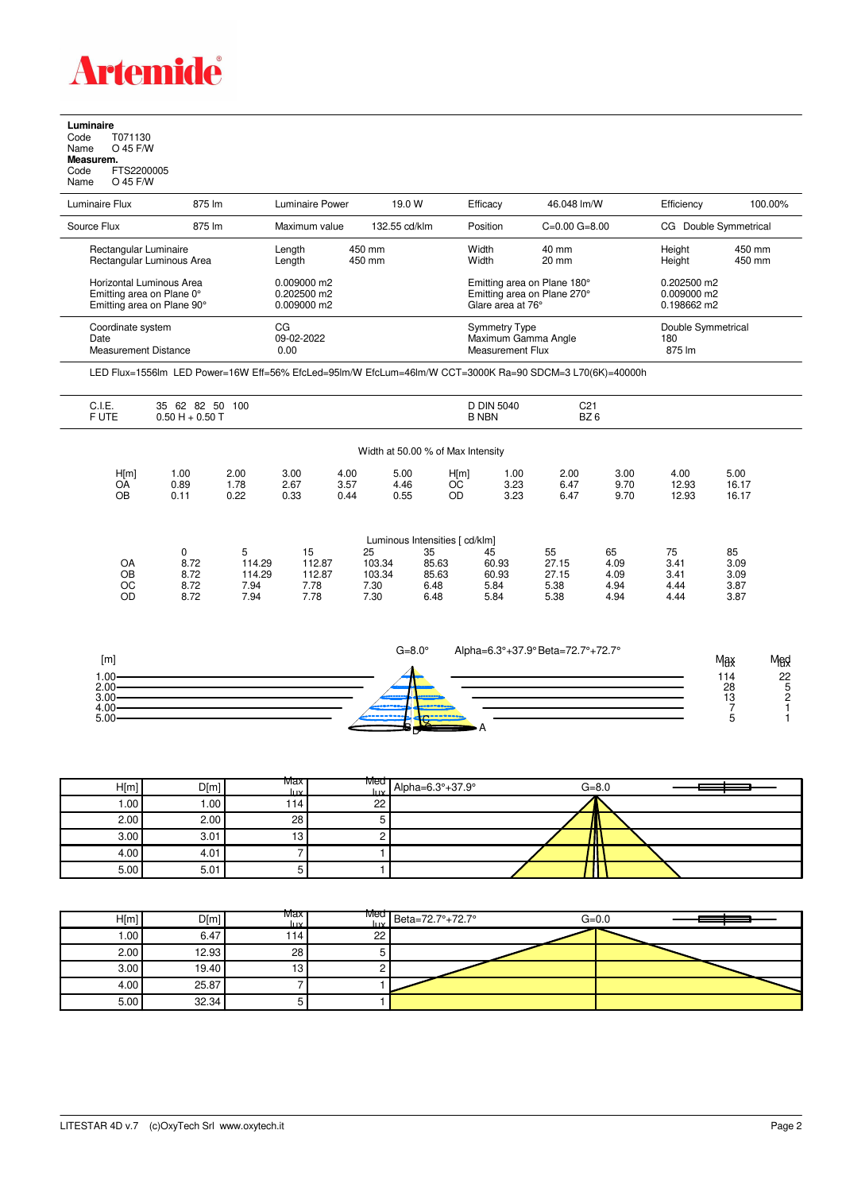**Artemide**

**Luminaire**
Code T071130
Name O 45 F/W
**Measurem.**
Code FTS2200005
Name O 45 F/W

| | | | | | | | |
|---|---|---|---|---|---|---|---|
| Luminaire Flux | 875 lm | Luminaire Power | 19.0 W | Efficacy | 46.048 lm/W | Efficiency | 100.00% |
| Source Flux | 875 lm | Maximum value | 132.55 cd/klm | Position | C=0.00 G=8.00 | CG Double Symmetrical | |

| | | | | | | | |
|---|---|---|---|---|---|---|---|
| Rectangular Luminaire | | Length | 450 mm | Width | 40 mm | Height | 450 mm |
| Rectangular Luminous Area | | Length | 450 mm | Width | 20 mm | Height | 450 mm |
| Horizontal Luminous Area | | 0.009000 m2 | | Emitting area on Plane 180° | | 0.202500 m2 | |
| Emitting area on Plane 0° | | 0.202500 m2 | | Emitting area on Plane 270° | | 0.009000 m2 | |
| Emitting area on Plane 90° | | 0.009000 m2 | | Glare area at 76° | | 0.198662 m2 | |

| | | | |
|---|---|---|---|
| Coordinate system | CG | Symmetry Type | Double Symmetrical |
| Date | 09-02-2022 | Maximum Gamma Angle | 180 |
| Measurement Distance | 0.00 | Measurement Flux | 875 lm |

LED Flux=1556lm LED Power=16W Eff=56% EfcLed=95lm/W EfcLum=46lm/W CCT=3000K Ra=90 SDCM=3 L70(6K)=40000h

| | | | |
|---|---|---|---|
| C.I.E. | 35 62 82 50 100 | D DIN 5040 | C21 |
| F UTE | 0.50 H + 0.50 T | B NBN | BZ 6 |

Width at 50.00 % of Max Intensity

| H[m] | 1.00 | 2.00 | 3.00 | 4.00 | 5.00 | H[m] | 1.00 | 2.00 | 3.00 | 4.00 | 5.00 |
|---|---|---|---|---|---|---|---|---|---|---|---|
| OA | 0.89 | 1.78 | 2.67 | 3.57 | 4.46 | OC | 3.23 | 6.47 | 9.70 | 12.93 | 16.17 |
| OB | 0.11 | 0.22 | 0.33 | 0.44 | 0.55 | OD | 3.23 | 6.47 | 9.70 | 12.93 | 16.17 |

Luminous Intensities [ cd/klm]

| | 0 | 5 | 15 | 25 | 35 | 45 | 55 | 65 | 75 | 85 |
|---|---|---|---|---|---|---|---|---|---|---|
| OA | 8.72 | 114.29 | 112.87 | 103.34 | 85.63 | 60.93 | 27.15 | 4.09 | 3.41 | 3.09 |
| OB | 8.72 | 114.29 | 112.87 | 103.34 | 85.63 | 60.93 | 27.15 | 4.09 | 3.41 | 3.09 |
| OC | 8.72 | 7.94 | 7.78 | 7.30 | 6.48 | 5.84 | 5.38 | 4.94 | 4.44 | 3.87 |
| OD | 8.72 | 7.94 | 7.78 | 7.30 | 6.48 | 5.84 | 5.38 | 4.94 | 4.44 | 3.87 |

G=8.0° Alpha=6.3°+37.9° Beta=72.7°+72.7°

[m]
1.00
2.00
3.00
4.00
5.00

Max lux: 114, 28, 13, 7, 5
Med lux: 22, 5, 2, 1, 1

| H[m] | D[m] | Max lux | Med lux | Alpha=6.3°+37.9° G=8.0 |
|---|---|---|---|---|
| 1.00 | 1.00 | 114 | 22 | |
| 2.00 | 2.00 | 28 | 5 | |
| 3.00 | 3.01 | 13 | 2 | |
| 4.00 | 4.01 | 7 | 1 | |
| 5.00 | 5.01 | 5 | 1 | |

| H[m] | D[m] | Max lux | Med lux | Beta=72.7°+72.7° G=0.0 |
|---|---|---|---|---|
| 1.00 | 6.47 | 114 | 22 | |
| 2.00 | 12.93 | 28 | 5 | |
| 3.00 | 19.40 | 13 | 2 | |
| 4.00 | 25.87 | 7 | 1 | |
| 5.00 | 32.34 | 5 | 1 | |

LITESTAR 4D v.7 (c)OxyTech Srl www.oxytech.it